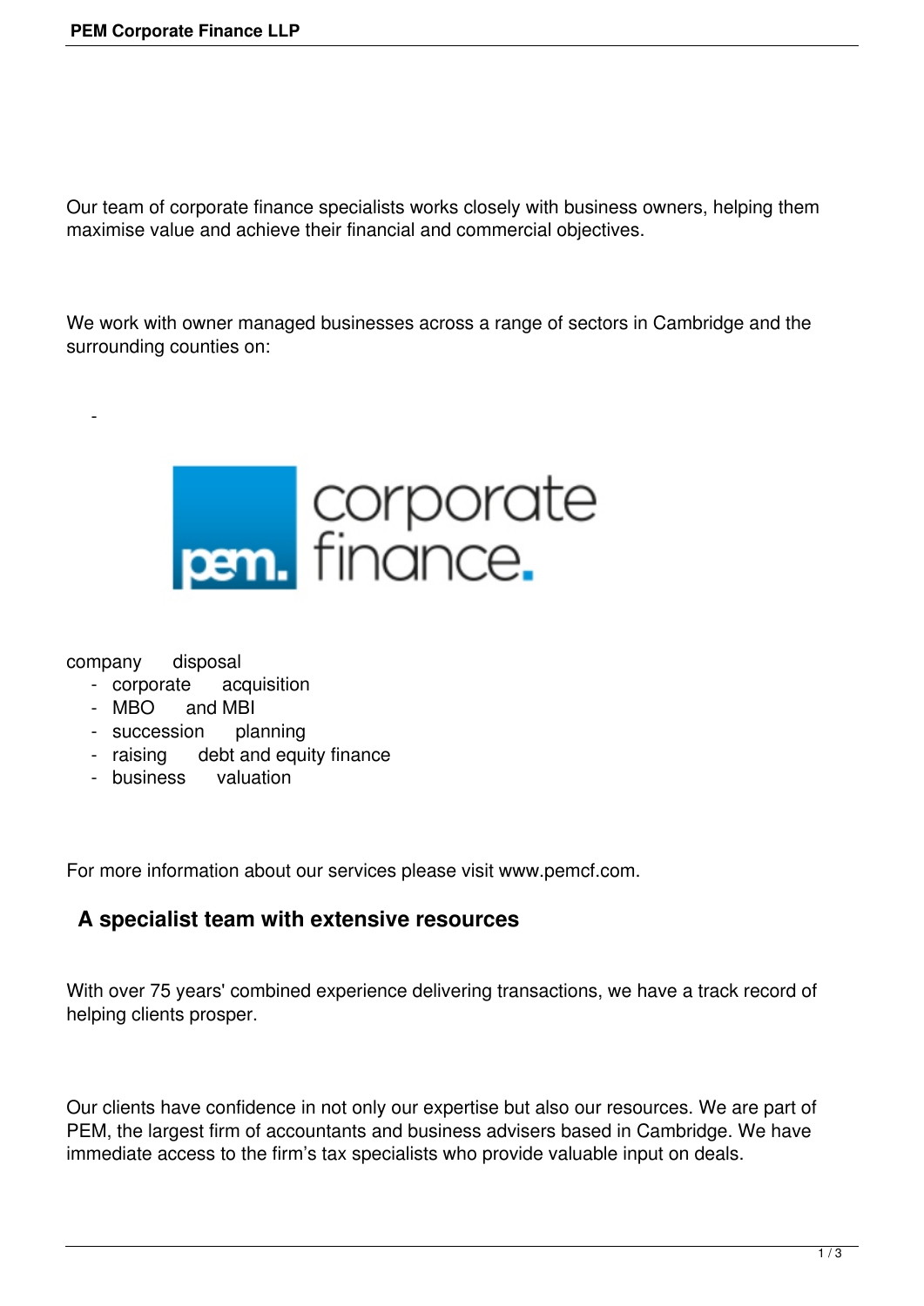Our team of corporate finance specialists works closely with business owners, helping them maximise value and achieve their financial and commercial objectives.

We work with owner managed businesses across a range of sectors in Cambridge and the surrounding counties on:

- company disposal
- corporate acquisition
- MBO and MBI
- succession planning
- raising debt and equity finance
- business valuation

For more information about our services please visit www.pemcf.com.

## A specialist team with extensive resources

With over 75 years' combined experience delivering transactions, we have a track record of helping clients prosper.

Our clients have confidence in not only our expertise but also our resources. We are part of PEM, the largest firm of accountants and business advisers based in Cambridge. We have immediate access to the firm's tax specialists who provide valuable input on deals.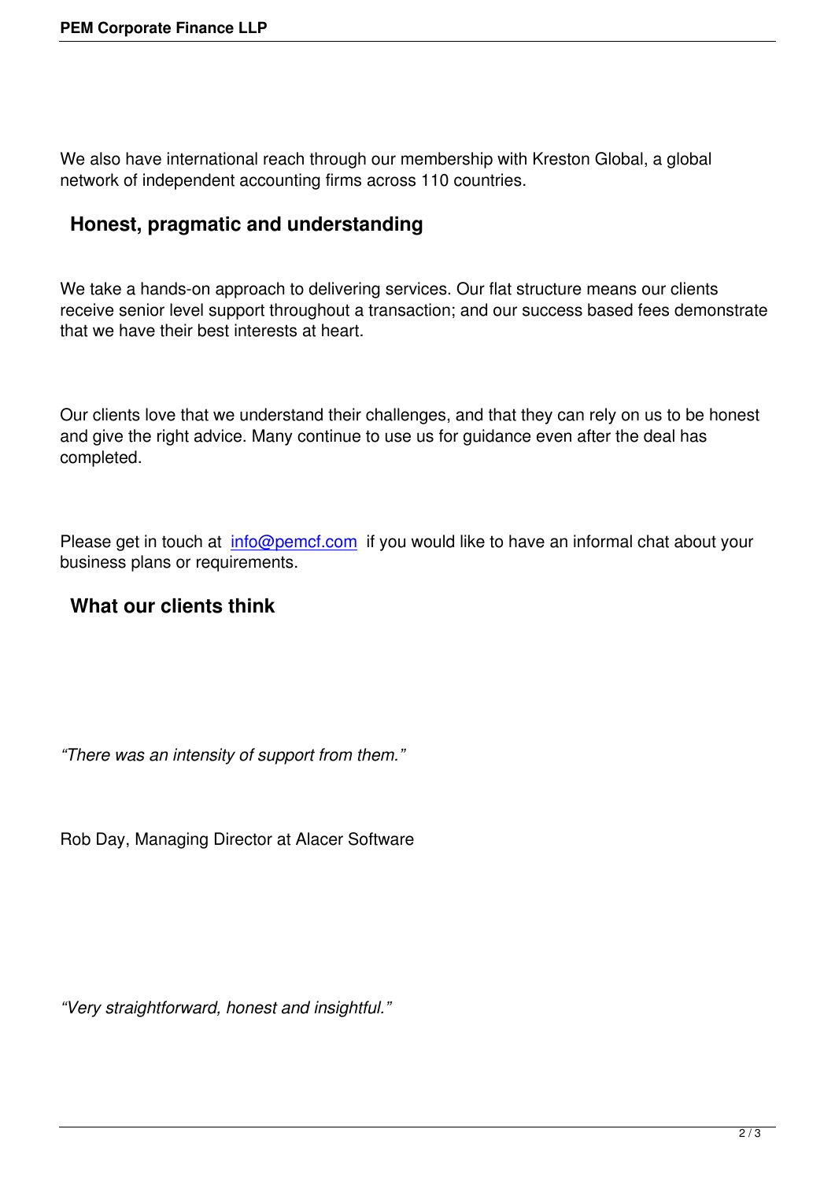We also have international reach through our membership with Kreston Global, a global network of independent accounting firms across 110 countries.

## Honest, pragmatic and understanding

We take a hands-on approach to delivering services. Our flat structure means our clients receive senior level support throughout a transaction; and our success based fees demonstrate that we have their best interests at heart.

Our clients love that we understand their challenges, and that they can rely on us to be honest and give the right advice. Many continue to use us for guidance even after the deal has completed.

Please get in touch at [info@pemcf.com](mailto:info@pemcf.com) if you would like to have an informal chat about your business plans or requirements.

## What our clients think

*“There was an intensity of support from them.”*

Rob Day, Managing Director at Alacer Software

*“Very straightforward, honest and insightful.”*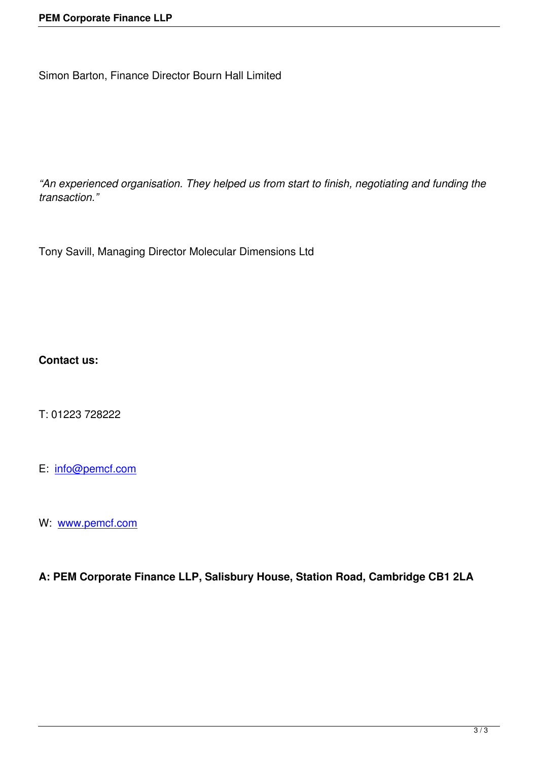Simon Barton, Finance Director Bourn Hall Limited

*“An experienced organisation. They helped us from start to finish, negotiating and funding the transaction.”*

Tony Savill, Managing Director Molecular Dimensions Ltd

**Contact us:**

T: 01223 728222

E: info@pemcf.com

W: www.pemcf.com

**A: PEM Corporate Finance LLP, Salisbury House, Station Road, Cambridge CB1 2LA**